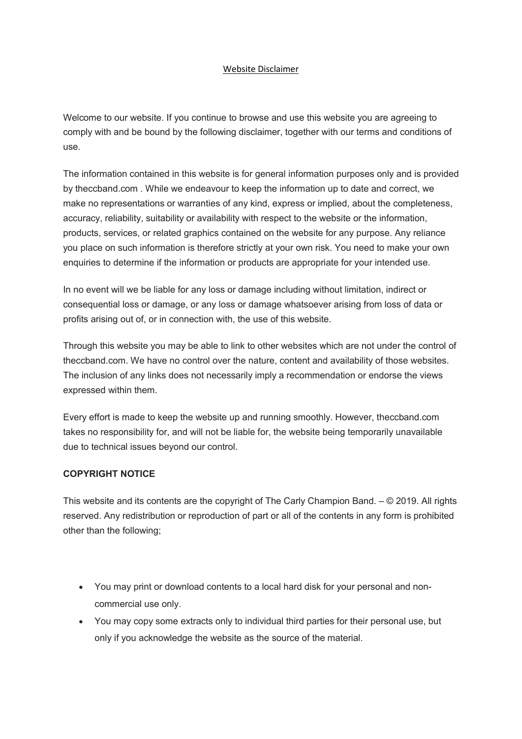# Website Disclaimer

Welcome to our website. If you continue to browse and use this website you are agreeing to comply with and be bound by the following disclaimer, together with our terms and conditions of use.

The information contained in this website is for general information purposes only and is provided by theccband.com . While we endeavour to keep the information up to date and correct, we make no representations or warranties of any kind, express or implied, about the completeness, accuracy, reliability, suitability or availability with respect to the website or the information, products, services, or related graphics contained on the website for any purpose. Any reliance you place on such information is therefore strictly at your own risk. You need to make your own enquiries to determine if the information or products are appropriate for your intended use.

In no event will we be liable for any loss or damage including without limitation, indirect or consequential loss or damage, or any loss or damage whatsoever arising from loss of data or profits arising out of, or in connection with, the use of this website.

Through this website you may be able to link to other websites which are not under the control of theccband.com. We have no control over the nature, content and availability of those websites. The inclusion of any links does not necessarily imply a recommendation or endorse the views expressed within them.

Every effort is made to keep the website up and running smoothly. However, theccband.com takes no responsibility for, and will not be liable for, the website being temporarily unavailable due to technical issues beyond our control.

**COPYRIGHT NOTICE**

This website and its contents are the copyright of The Carly Champion Band. – © 2019. All rights reserved. Any redistribution or reproduction of part or all of the contents in any form is prohibited other than the following;

- You may print or download contents to a local hard disk for your personal and non-commercial use only.
- You may copy some extracts only to individual third parties for their personal use, but only if you acknowledge the website as the source of the material.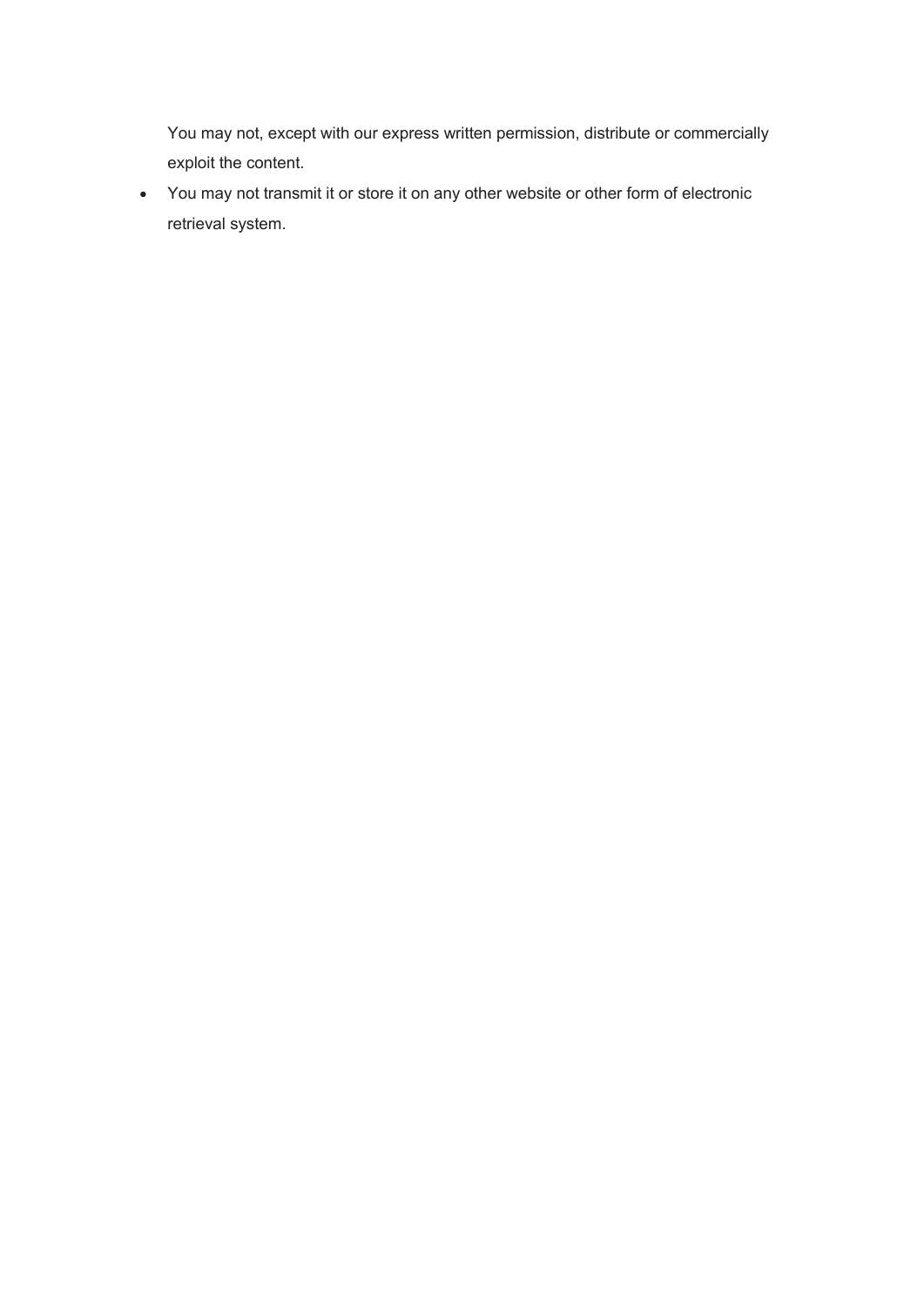You may not, except with our express written permission, distribute or commercially exploit the content.

- You may not transmit it or store it on any other website or other form of electronic retrieval system.